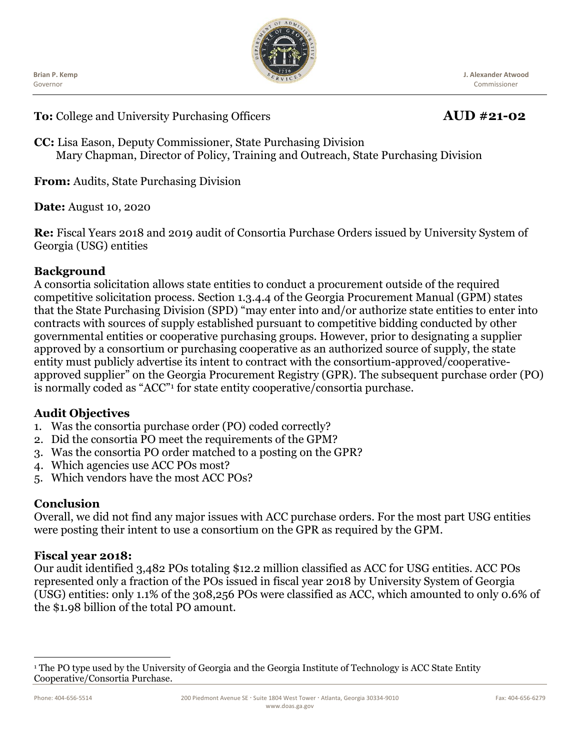Brian P. Kemp
Governor

J. Alexander Atwood
Commissioner

**To:** College and University Purchasing Officers **AUD #21-02**

**CC:** Lisa Eason, Deputy Commissioner, State Purchasing Division
Mary Chapman, Director of Policy, Training and Outreach, State Purchasing Division

**From:** Audits, State Purchasing Division

**Date:** August 10, 2020

**Re:** Fiscal Years 2018 and 2019 audit of Consortia Purchase Orders issued by University System of Georgia (USG) entities

## Background

A consortia solicitation allows state entities to conduct a procurement outside of the required competitive solicitation process. Section 1.3.4.4 of the Georgia Procurement Manual (GPM) states that the State Purchasing Division (SPD) "may enter into and/or authorize state entities to enter into contracts with sources of supply established pursuant to competitive bidding conducted by other governmental entities or cooperative purchasing groups. However, prior to designating a supplier approved by a consortium or purchasing cooperative as an authorized source of supply, the state entity must publicly advertise its intent to contract with the consortium-approved/cooperative-approved supplier" on the Georgia Procurement Registry (GPR). The subsequent purchase order (PO) is normally coded as "ACC"[1] for state entity cooperative/consortia purchase.

## Audit Objectives

1. Was the consortia purchase order (PO) coded correctly?
2. Did the consortia PO meet the requirements of the GPM?
3. Was the consortia PO order matched to a posting on the GPR?
4. Which agencies use ACC POs most?
5. Which vendors have the most ACC POs?

## Conclusion

Overall, we did not find any major issues with ACC purchase orders. For the most part USG entities were posting their intent to use a consortium on the GPR as required by the GPM.

## Fiscal year 2018:

Our audit identified 3,482 POs totaling $12.2 million classified as ACC for USG entities. ACC POs represented only a fraction of the POs issued in fiscal year 2018 by University System of Georgia (USG) entities: only 1.1% of the 308,256 POs were classified as ACC, which amounted to only 0.6% of the $1.98 billion of the total PO amount.

[1] The PO type used by the University of Georgia and the Georgia Institute of Technology is ACC State Entity Cooperative/Consortia Purchase.

Phone: 404-656-5514 200 Piedmont Avenue SE · Suite 1804 West Tower · Atlanta, Georgia 30334-9010 Fax: 404-656-6279
www.doas.ga.gov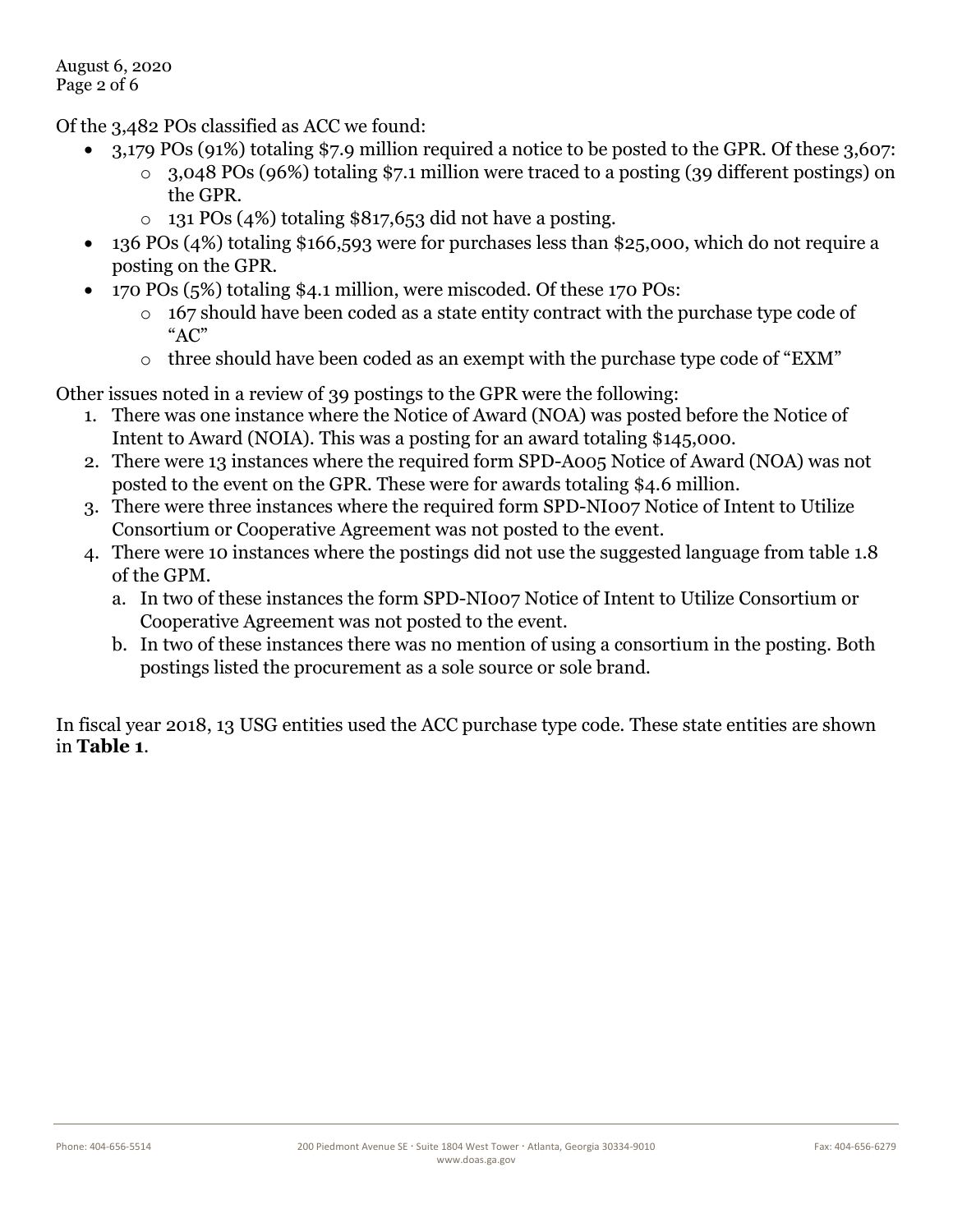Of the 3,482 POs classified as ACC we found:

- 3,179 POs (91%) totaling $7.9 million required a notice to be posted to the GPR. Of these 3,607:
  - 3,048 POs (96%) totaling $7.1 million were traced to a posting (39 different postings) on the GPR.
  - 131 POs (4%) totaling $817,653 did not have a posting.
- 136 POs (4%) totaling $166,593 were for purchases less than $25,000, which do not require a posting on the GPR.
- 170 POs (5%) totaling $4.1 million, were miscoded. Of these 170 POs:
  - 167 should have been coded as a state entity contract with the purchase type code of "AC"
  - three should have been coded as an exempt with the purchase type code of "EXM"

Other issues noted in a review of 39 postings to the GPR were the following:

1. There was one instance where the Notice of Award (NOA) was posted before the Notice of Intent to Award (NOIA). This was a posting for an award totaling $145,000.
2. There were 13 instances where the required form SPD-A005 Notice of Award (NOA) was not posted to the event on the GPR. These were for awards totaling $4.6 million.
3. There were three instances where the required form SPD-NI007 Notice of Intent to Utilize Consortium or Cooperative Agreement was not posted to the event.
4. There were 10 instances where the postings did not use the suggested language from table 1.8 of the GPM.
   a. In two of these instances the form SPD-NI007 Notice of Intent to Utilize Consortium or Cooperative Agreement was not posted to the event.
   b. In two of these instances there was no mention of using a consortium in the posting. Both postings listed the procurement as a sole source or sole brand.

In fiscal year 2018, 13 USG entities used the ACC purchase type code. These state entities are shown in **Table 1**.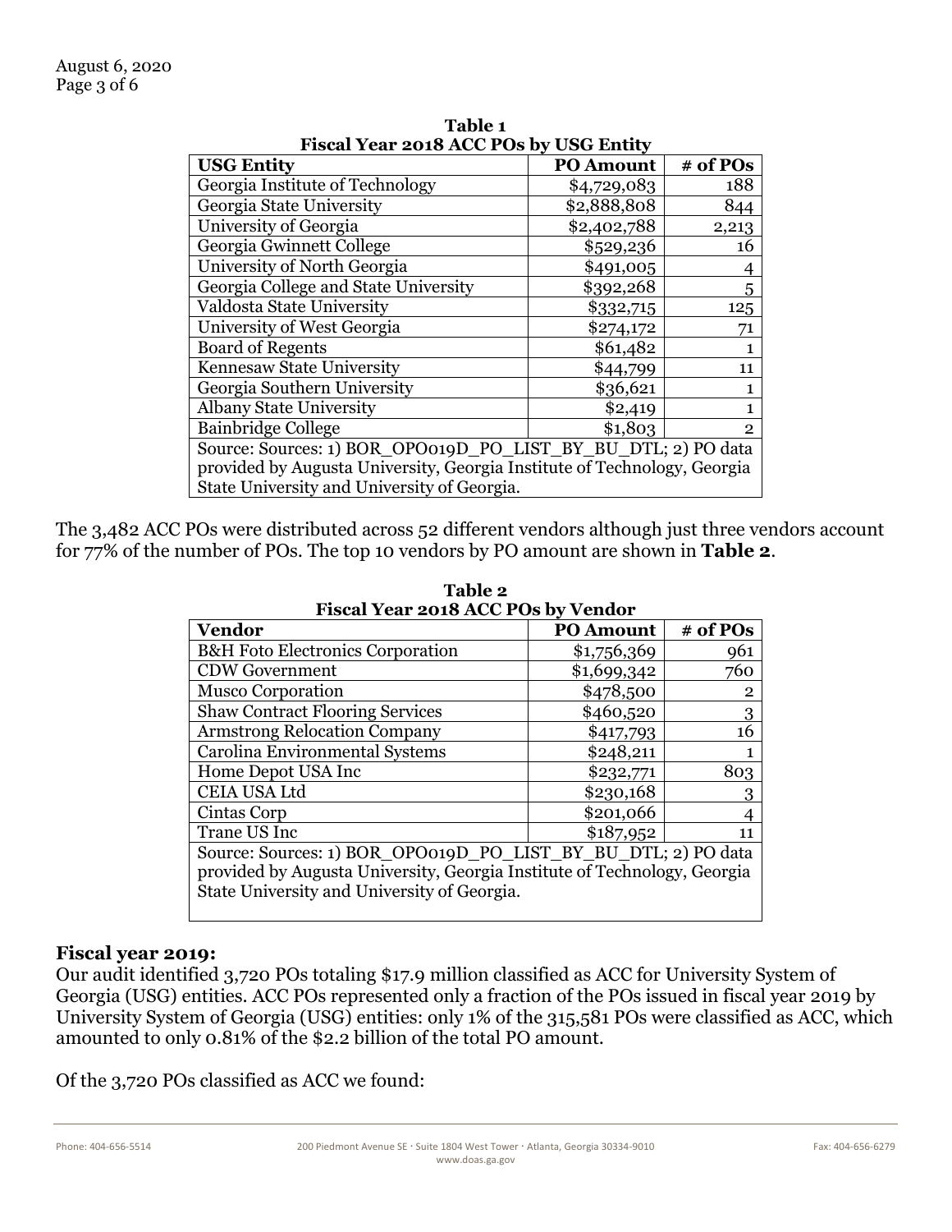**Table 1**
**Fiscal Year 2018 ACC POs by USG Entity**

| USG Entity | PO Amount | # of POs |
|---|---|---|
| Georgia Institute of Technology | $4,729,083 | 188 |
| Georgia State University | $2,888,808 | 844 |
| University of Georgia | $2,402,788 | 2,213 |
| Georgia Gwinnett College | $529,236 | 16 |
| University of North Georgia | $491,005 | 4 |
| Georgia College and State University | $392,268 | 5 |
| Valdosta State University | $332,715 | 125 |
| University of West Georgia | $274,172 | 71 |
| Board of Regents | $61,482 | 1 |
| Kennesaw State University | $44,799 | 11 |
| Georgia Southern University | $36,621 | 1 |
| Albany State University | $2,419 | 1 |
| Bainbridge College | $1,803 | 2 |
| Source: Sources: 1) BOR_OPO019D_PO_LIST_BY_BU_DTL; 2) PO data provided by Augusta University, Georgia Institute of Technology, Georgia State University and University of Georgia. | | |

The 3,482 ACC POs were distributed across 52 different vendors although just three vendors account for 77% of the number of POs. The top 10 vendors by PO amount are shown in **Table 2**.

**Table 2**
**Fiscal Year 2018 ACC POs by Vendor**

| Vendor | PO Amount | # of POs |
|---|---|---|
| B&H Foto Electronics Corporation | $1,756,369 | 961 |
| CDW Government | $1,699,342 | 760 |
| Musco Corporation | $478,500 | 2 |
| Shaw Contract Flooring Services | $460,520 | 3 |
| Armstrong Relocation Company | $417,793 | 16 |
| Carolina Environmental Systems | $248,211 | 1 |
| Home Depot USA Inc | $232,771 | 803 |
| CEIA USA Ltd | $230,168 | 3 |
| Cintas Corp | $201,066 | 4 |
| Trane US Inc | $187,952 | 11 |
| Source: Sources: 1) BOR_OPO019D_PO_LIST_BY_BU_DTL; 2) PO data provided by Augusta University, Georgia Institute of Technology, Georgia State University and University of Georgia. | | |

**Fiscal year 2019:**

Our audit identified 3,720 POs totaling $17.9 million classified as ACC for University System of Georgia (USG) entities. ACC POs represented only a fraction of the POs issued in fiscal year 2019 by University System of Georgia (USG) entities: only 1% of the 315,581 POs were classified as ACC, which amounted to only 0.81% of the $2.2 billion of the total PO amount.

Of the 3,720 POs classified as ACC we found: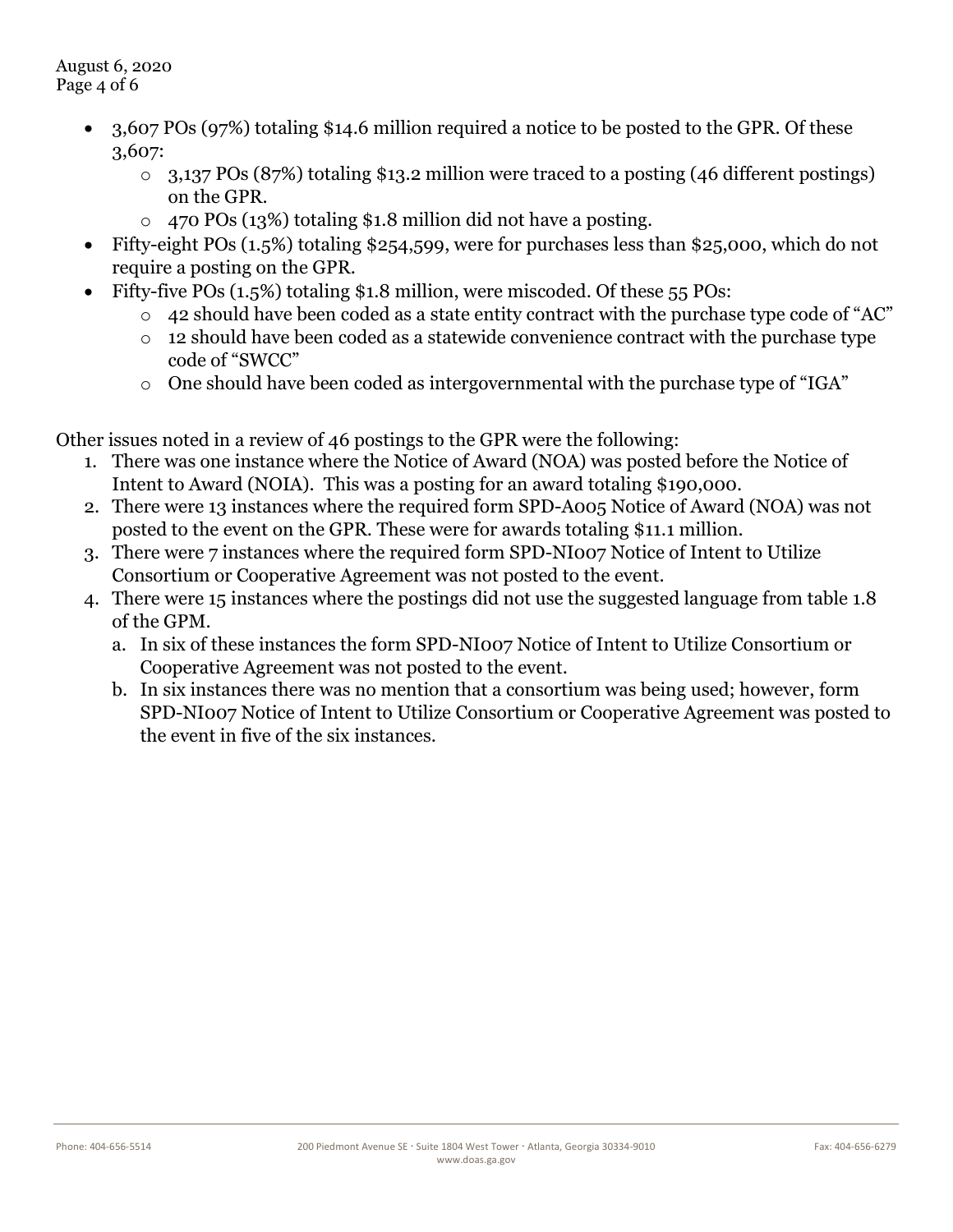- 3,607 POs (97%) totaling $14.6 million required a notice to be posted to the GPR. Of these 3,607:
  - 3,137 POs (87%) totaling $13.2 million were traced to a posting (46 different postings) on the GPR.
  - 470 POs (13%) totaling $1.8 million did not have a posting.
- Fifty-eight POs (1.5%) totaling $254,599, were for purchases less than $25,000, which do not require a posting on the GPR.
- Fifty-five POs (1.5%) totaling $1.8 million, were miscoded. Of these 55 POs:
  - 42 should have been coded as a state entity contract with the purchase type code of "AC"
  - 12 should have been coded as a statewide convenience contract with the purchase type code of "SWCC"
  - One should have been coded as intergovernmental with the purchase type of "IGA"

Other issues noted in a review of 46 postings to the GPR were the following:

1. There was one instance where the Notice of Award (NOA) was posted before the Notice of Intent to Award (NOIA). This was a posting for an award totaling $190,000.
2. There were 13 instances where the required form SPD-A005 Notice of Award (NOA) was not posted to the event on the GPR. These were for awards totaling $11.1 million.
3. There were 7 instances where the required form SPD-NI007 Notice of Intent to Utilize Consortium or Cooperative Agreement was not posted to the event.
4. There were 15 instances where the postings did not use the suggested language from table 1.8 of the GPM.
   a. In six of these instances the form SPD-NI007 Notice of Intent to Utilize Consortium or Cooperative Agreement was not posted to the event.
   b. In six instances there was no mention that a consortium was being used; however, form SPD-NI007 Notice of Intent to Utilize Consortium or Cooperative Agreement was posted to the event in five of the six instances.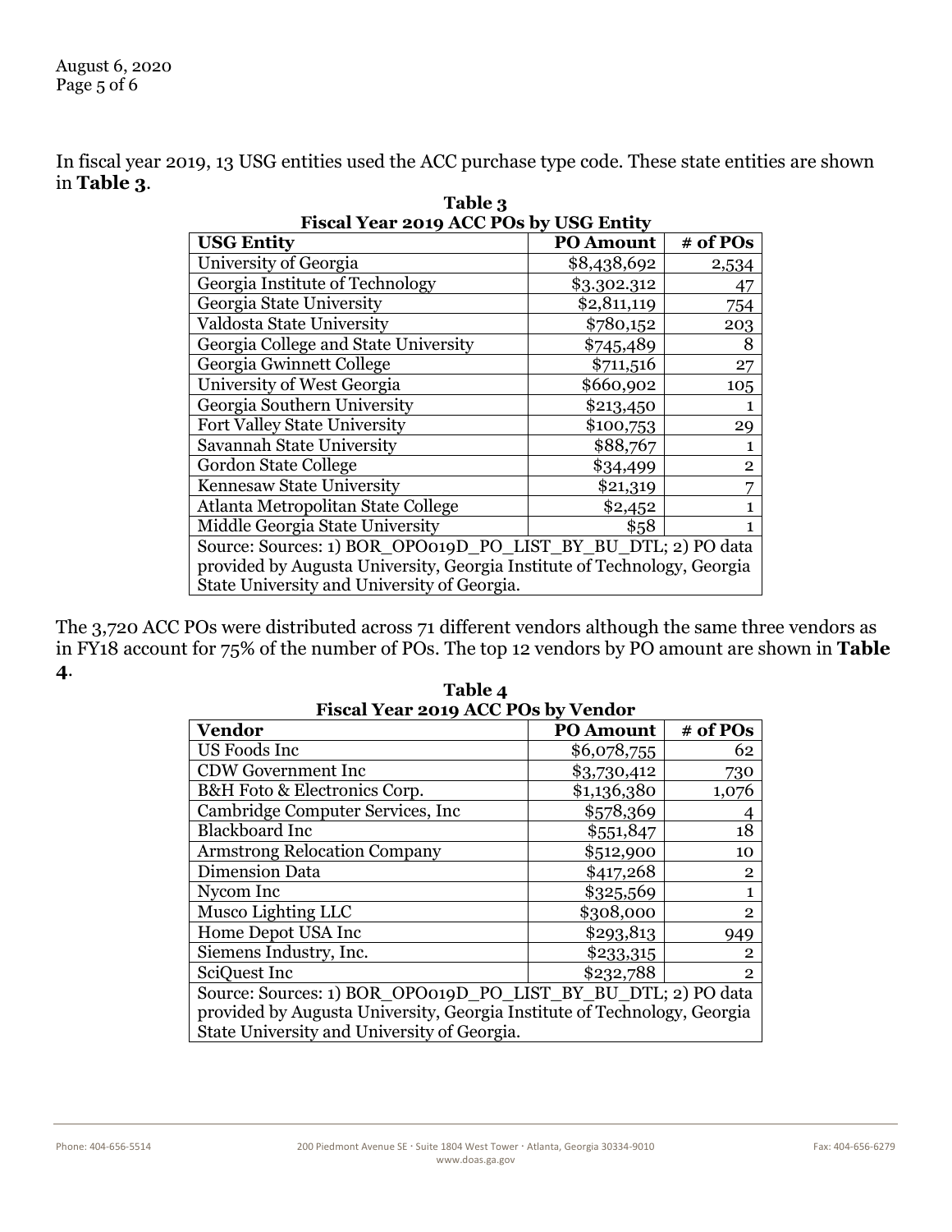In fiscal year 2019, 13 USG entities used the ACC purchase type code. These state entities are shown in **Table 3**.

**Table 3**
**Fiscal Year 2019 ACC POs by USG Entity**

| USG Entity | PO Amount | # of POs |
|---|---|---|
| University of Georgia | $8,438,692 | 2,534 |
| Georgia Institute of Technology | $3.302.312 | 47 |
| Georgia State University | $2,811,119 | 754 |
| Valdosta State University | $780,152 | 203 |
| Georgia College and State University | $745,489 | 8 |
| Georgia Gwinnett College | $711,516 | 27 |
| University of West Georgia | $660,902 | 105 |
| Georgia Southern University | $213,450 | 1 |
| Fort Valley State University | $100,753 | 29 |
| Savannah State University | $88,767 | 1 |
| Gordon State College | $34,499 | 2 |
| Kennesaw State University | $21,319 | 7 |
| Atlanta Metropolitan State College | $2,452 | 1 |
| Middle Georgia State University | $58 | 1 |
| Source: Sources: 1) BOR_OPO019D_PO_LIST_BY_BU_DTL; 2) PO data provided by Augusta University, Georgia Institute of Technology, Georgia State University and University of Georgia. | | |

The 3,720 ACC POs were distributed across 71 different vendors although the same three vendors as in FY18 account for 75% of the number of POs. The top 12 vendors by PO amount are shown in **Table 4**.

**Table 4**
**Fiscal Year 2019 ACC POs by Vendor**

| Vendor | PO Amount | # of POs |
|---|---|---|
| US Foods Inc | $6,078,755 | 62 |
| CDW Government Inc | $3,730,412 | 730 |
| B&H Foto & Electronics Corp. | $1,136,380 | 1,076 |
| Cambridge Computer Services, Inc | $578,369 | 4 |
| Blackboard Inc | $551,847 | 18 |
| Armstrong Relocation Company | $512,900 | 10 |
| Dimension Data | $417,268 | 2 |
| Nycom Inc | $325,569 | 1 |
| Musco Lighting LLC | $308,000 | 2 |
| Home Depot USA Inc | $293,813 | 949 |
| Siemens Industry, Inc. | $233,315 | 2 |
| SciQuest Inc | $232,788 | 2 |
| Source: Sources: 1) BOR_OPO019D_PO_LIST_BY_BU_DTL; 2) PO data provided by Augusta University, Georgia Institute of Technology, Georgia State University and University of Georgia. | | |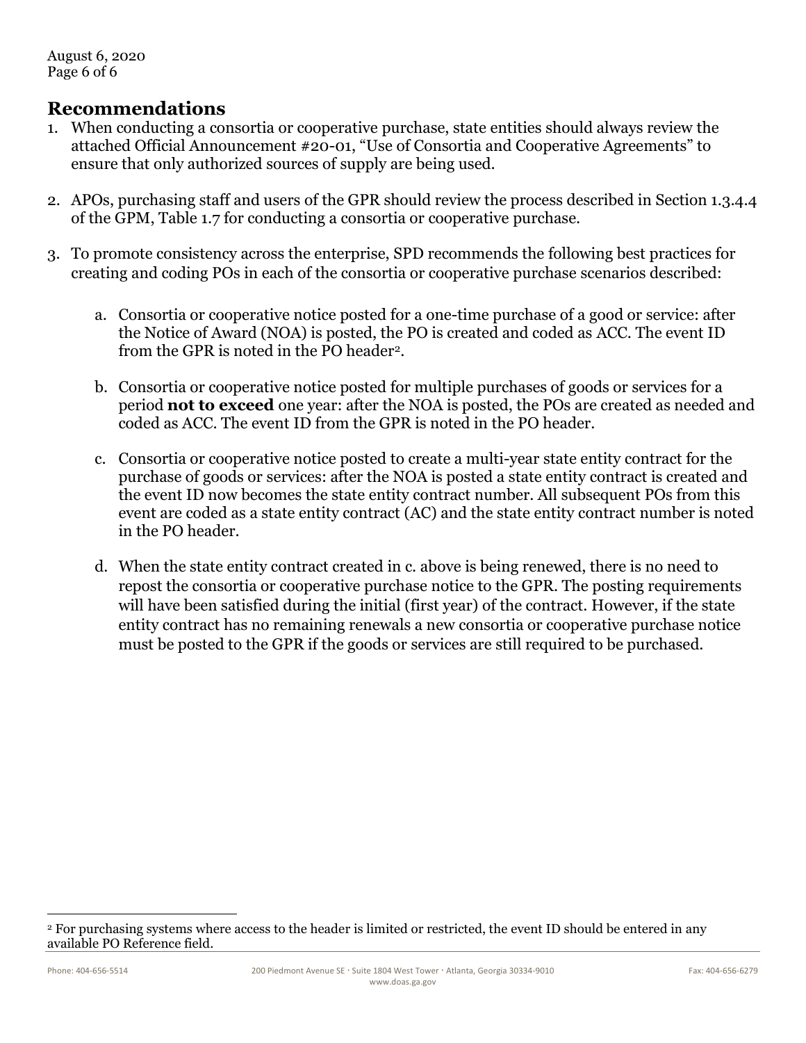## Recommendations

1. When conducting a consortia or cooperative purchase, state entities should always review the attached Official Announcement #20-01, "Use of Consortia and Cooperative Agreements" to ensure that only authorized sources of supply are being used.

2. APOs, purchasing staff and users of the GPR should review the process described in Section 1.3.4.4 of the GPM, Table 1.7 for conducting a consortia or cooperative purchase.

3. To promote consistency across the enterprise, SPD recommends the following best practices for creating and coding POs in each of the consortia or cooperative purchase scenarios described:

   a. Consortia or cooperative notice posted for a one-time purchase of a good or service: after the Notice of Award (NOA) is posted, the PO is created and coded as ACC. The event ID from the GPR is noted in the PO header[2].

   b. Consortia or cooperative notice posted for multiple purchases of goods or services for a period **not to exceed** one year: after the NOA is posted, the POs are created as needed and coded as ACC. The event ID from the GPR is noted in the PO header.

   c. Consortia or cooperative notice posted to create a multi-year state entity contract for the purchase of goods or services: after the NOA is posted a state entity contract is created and the event ID now becomes the state entity contract number. All subsequent POs from this event are coded as a state entity contract (AC) and the state entity contract number is noted in the PO header.

   d. When the state entity contract created in c. above is being renewed, there is no need to repost the consortia or cooperative purchase notice to the GPR. The posting requirements will have been satisfied during the initial (first year) of the contract. However, if the state entity contract has no remaining renewals a new consortia or cooperative purchase notice must be posted to the GPR if the goods or services are still required to be purchased.

---

[2] For purchasing systems where access to the header is limited or restricted, the event ID should be entered in any available PO Reference field.